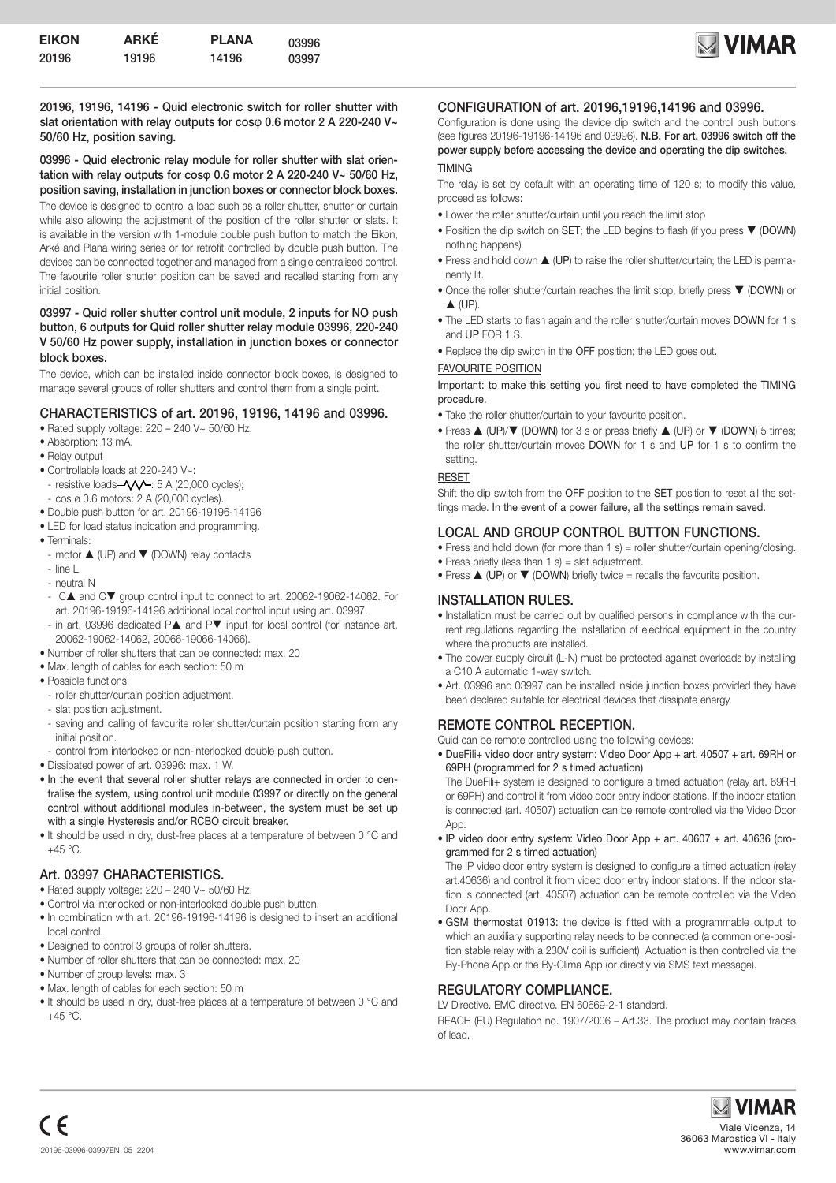| EIKON | ARKÉ | PLANA | 03996 |
|---|---|---|---|
| 20196 | 19196 | 14196 | 03997 |

**20196, 19196, 14196 - Quid electronic switch for roller shutter with slat orientation with relay outputs for cosφ 0.6 motor 2 A 220-240 V~ 50/60 Hz, position saving.**

**03996 - Quid electronic relay module for roller shutter with slat orientation with relay outputs for cosφ 0.6 motor 2 A 220-240 V~ 50/60 Hz, position saving, installation in junction boxes or connector block boxes.**

The device is designed to control a load such as a roller shutter, shutter or curtain while also allowing the adjustment of the position of the roller shutter or slats. It is available in the version with 1-module double push button to match the Eikon, Arké and Plana wiring series or for retrofit controlled by double push button. The devices can be connected together and managed from a single centralised control. The favourite roller shutter position can be saved and recalled starting from any initial position.

**03997 - Quid roller shutter control unit module, 2 inputs for NO push button, 6 outputs for Quid roller shutter relay module 03996, 220-240 V 50/60 Hz power supply, installation in junction boxes or connector block boxes.**

The device, which can be installed inside connector block boxes, is designed to manage several groups of roller shutters and control them from a single point.

## CHARACTERISTICS of art. 20196, 19196, 14196 and 03996.

- Rated supply voltage: 220 – 240 V~ 50/60 Hz.
- Absorption: 13 mA.
- Relay output
- Controllable loads at 220-240 V~:
  - resistive loads ⁄\/\/\⁄: 5 A (20,000 cycles);
  - cos ø 0.6 motors: 2 A (20,000 cycles).
- Double push button for art. 20196-19196-14196
- LED for load status indication and programming.
- Terminals:
  - motor ▲ (UP) and ▼ (DOWN) relay contacts
  - line L
  - neutral N
  - C▲ and C▼ group control input to connect to art. 20062-19062-14062. For art. 20196-19196-14196 additional local control input using art. 03997.
  - in art. 03996 dedicated P▲ and P▼ input for local control (for instance art. 20062-19062-14062, 20066-19066-14066).
- Number of roller shutters that can be connected: max. 20
- Max. length of cables for each section: 50 m
- Possible functions:
  - roller shutter/curtain position adjustment.
  - slat position adjustment.
  - saving and calling of favourite roller shutter/curtain position starting from any initial position.
  - control from interlocked or non-interlocked double push button.
- Dissipated power of art. 03996: max. 1 W.
- **In the event that several roller shutter relays are connected in order to centralise the system, using control unit module 03997 or directly on the general control without additional modules in-between, the system must be set up with a single Hysteresis and/or RCBO circuit breaker.**
- It should be used in dry, dust-free places at a temperature of between 0 °C and +45 °C.

## Art. 03997 CHARACTERISTICS.

- Rated supply voltage: 220 – 240 V~ 50/60 Hz.
- Control via interlocked or non-interlocked double push button.
- In combination with art. 20196-19196-14196 is designed to insert an additional local control.
- Designed to control 3 groups of roller shutters.
- Number of roller shutters that can be connected: max. 20
- Number of group levels: max. 3
- Max. length of cables for each section: 50 m
- It should be used in dry, dust-free places at a temperature of between 0 °C and +45 °C.

## CONFIGURATION of art. 20196,19196,14196 and 03996.

Configuration is done using the device dip switch and the control push buttons (see figures 20196-19196-14196 and 03996). **N.B. For art. 03996 switch off the power supply before accessing the device and operating the dip switches.**

<u>TIMING</u>

The relay is set by default with an operating time of 120 s; to modify this value, proceed as follows:

- Lower the roller shutter/curtain until you reach the limit stop
- Position the dip switch on SET; the LED begins to flash (if you press ▼ (DOWN) nothing happens)
- Press and hold down ▲ (UP) to raise the roller shutter/curtain; the LED is permanently lit.
- Once the roller shutter/curtain reaches the limit stop, briefly press ▼ (DOWN) or ▲ (UP).
- The LED starts to flash again and the roller shutter/curtain moves DOWN for 1 s and UP FOR 1 S.
- Replace the dip switch in the OFF position; the LED goes out.

<u>FAVOURITE POSITION</u>

Important: to make this setting you first need to have completed the TIMING procedure.

- Take the roller shutter/curtain to your favourite position.
- Press ▲ (UP)/▼ (DOWN) for 3 s or press briefly ▲ (UP) or ▼ (DOWN) 5 times; the roller shutter/curtain moves DOWN for 1 s and UP for 1 s to confirm the setting.

<u>RESET</u>

Shift the dip switch from the OFF position to the SET position to reset all the settings made. In the event of a power failure, all the settings remain saved.

## LOCAL AND GROUP CONTROL BUTTON FUNCTIONS.

- Press and hold down (for more than 1 s) = roller shutter/curtain opening/closing.
- Press briefly (less than 1 s) = slat adjustment.
- Press ▲ (UP) or ▼ (DOWN) briefly twice = recalls the favourite position.

## INSTALLATION RULES.

- Installation must be carried out by qualified persons in compliance with the current regulations regarding the installation of electrical equipment in the country where the products are installed.
- The power supply circuit (L-N) must be protected against overloads by installing a C10 A automatic 1-way switch.
- Art. 03996 and 03997 can be installed inside junction boxes provided they have been declared suitable for electrical devices that dissipate energy.

## REMOTE CONTROL RECEPTION.

Quid can be remote controlled using the following devices:

- DueFili+ video door entry system: Video Door App + art. 40507 + art. 69RH or 69PH (programmed for 2 s timed actuation)

  The DueFili+ system is designed to configure a timed actuation (relay art. 69RH or 69PH) and control it from video door entry indoor stations. If the indoor station is connected (art. 40507) actuation can be remote controlled via the Video Door App.
- IP video door entry system: Video Door App + art. 40607 + art. 40636 (programmed for 2 s timed actuation)

  The IP video door entry system is designed to configure a timed actuation (relay art.40636) and control it from video door entry indoor stations. If the indoor station is connected (art. 40507) actuation can be remote controlled via the Video Door App.
- GSM thermostat 01913: the device is fitted with a programmable output to which an auxiliary supporting relay needs to be connected (a common one-position stable relay with a 230V coil is sufficient). Actuation is then controlled via the By-Phone App or the By-Clima App (or directly via SMS text message).

## REGULATORY COMPLIANCE.

LV Directive. EMC directive. EN 60669-2-1 standard.

REACH (EU) Regulation no. 1907/2006 – Art.33. The product may contain traces of lead.

Viale Vicenza, 14
36063 Marostica VI - Italy
www.vimar.com

20196-03996-03997EN 05 2204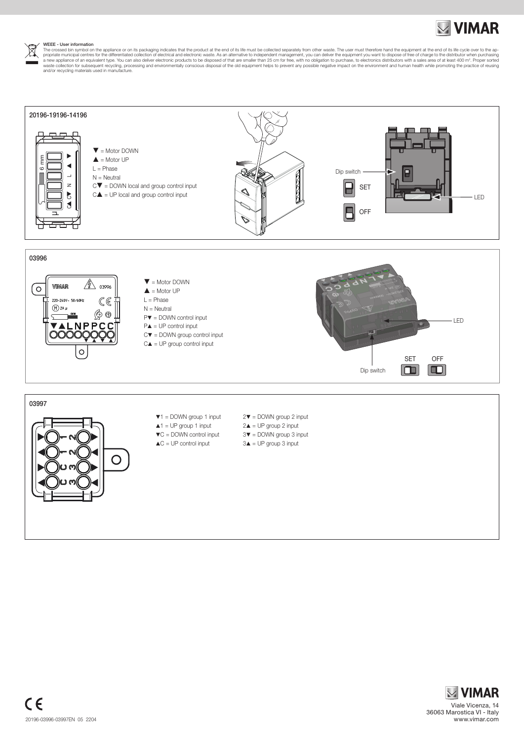**WEEE - User information**

The crossed bin symbol on the appliance or on its packaging indicates that the product at the end of its life must be collected separately from other waste. The user must therefore hand the equipment at the end of its life cycle over to the appropriate municipal centres for the differentiated collection of electrical and electronic waste. As an alternative to independent management, you can deliver the equipment you want to dispose of free of charge to the distributor when purchasing a new appliance of an equivalent type. You can also deliver electronic products to be disposed of that are smaller than 25 cm for free, with no obligation to purchase, to electronics distributors with a sales area of at least 400 m². Proper sorted waste collection for subsequent recycling, processing and environmentally conscious disposal of the old equipment helps to prevent any possible negative impact on the environment and human health while promoting the practice of reusing and/or recycling materials used in manufacture.

## 20196-19196-14196

- ▼ = Motor DOWN
- ▲ = Motor UP
- L = Phase
- N = Neutral
- C▼ = DOWN local and group control input
- C▲ = UP local and group control input

Dip switch: SET / OFF

LED

## 03996

- ▼ = Motor DOWN
- ▲ = Motor UP
- L = Phase
- N = Neutral
- P▼ = DOWN control input
- P▲ = UP control input
- C▼ = DOWN group control input
- C▲ = UP group control input

Dip switch: SET / OFF

LED

## 03997

- ▼1 = DOWN group 1 input
- ▲1 = UP group 1 input
- ▼C = DOWN control input
- ▲C = UP control input
- 2▼ = DOWN group 2 input
- 2▲ = UP group 2 input
- 3▼ = DOWN group 3 input
- 3▲ = UP group 3 input

Viale Vicenza, 14
36063 Marostica VI - Italy
www.vimar.com

20196-03996-03997EN 05 2204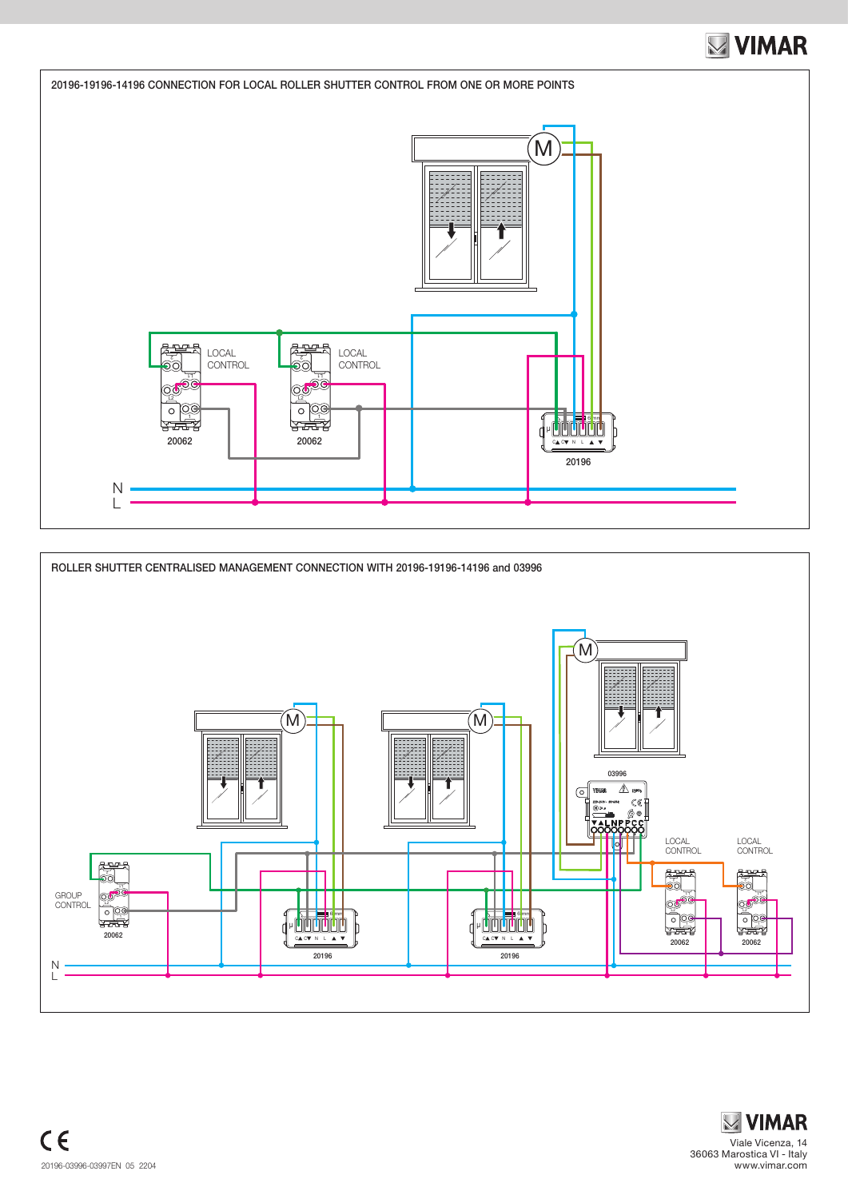## 20196-19196-14196 CONNECTION FOR LOCAL ROLLER SHUTTER CONTROL FROM ONE OR MORE POINTS

M

LOCAL CONTROL

LOCAL CONTROL

20062

20062

20196

N

L

## ROLLER SHUTTER CENTRALISED MANAGEMENT CONNECTION WITH 20196-19196-14196 and 03996

M

M

M

03996

GROUP CONTROL

20062

20196

20196

LOCAL CONTROL

LOCAL CONTROL

20062

20062

N

L

Viale Vicenza, 14
36063 Marostica VI - Italy
www.vimar.com

20196-03996-03997EN 05 2204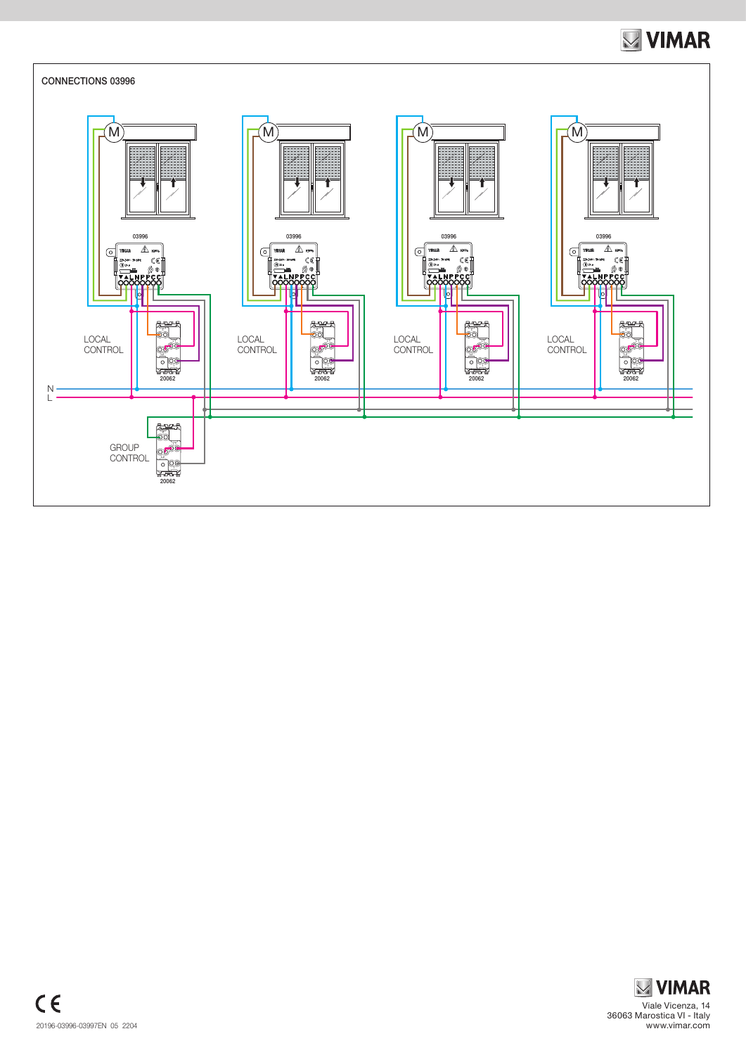CONNECTIONS 03996

03996

M

LOCAL CONTROL

20062

N

L

GROUP CONTROL

20062

20196-03996-03997EN 05 2204

Viale Vicenza, 14
36063 Marostica VI - Italy
www.vimar.com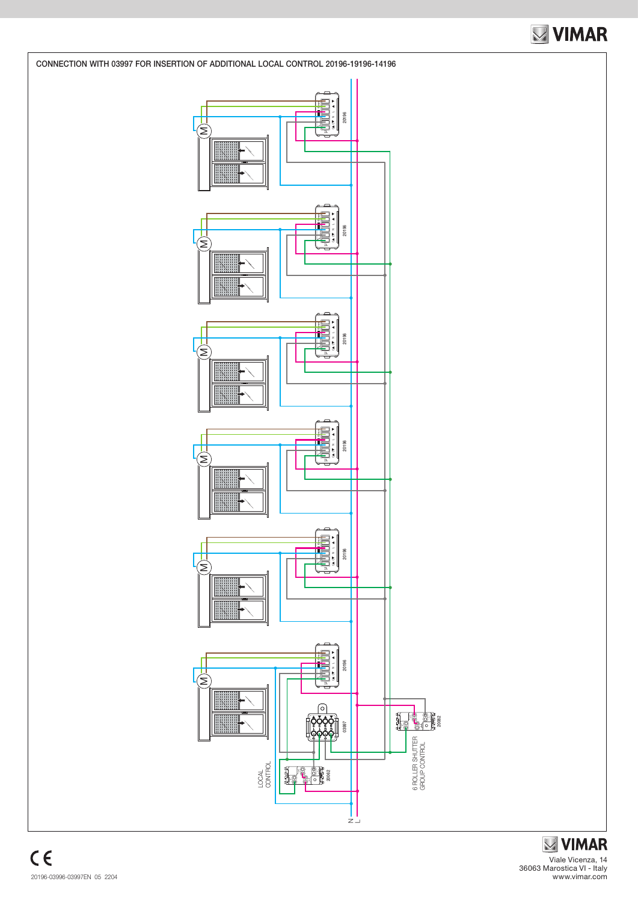CONNECTION WITH 03997 FOR INSERTION OF ADDITIONAL LOCAL CONTROL 20196-19196-14196

20196

20196

20196

20196

20196

20196

03997

20062

LOCAL CONTROL

20062

6 ROLLER SHUTTER GROUP CONTROL

N L

CE

20196-03996-03997EN 05 2204

VIMAR

Viale Vicenza, 14
36063 Marostica VI - Italy
www.vimar.com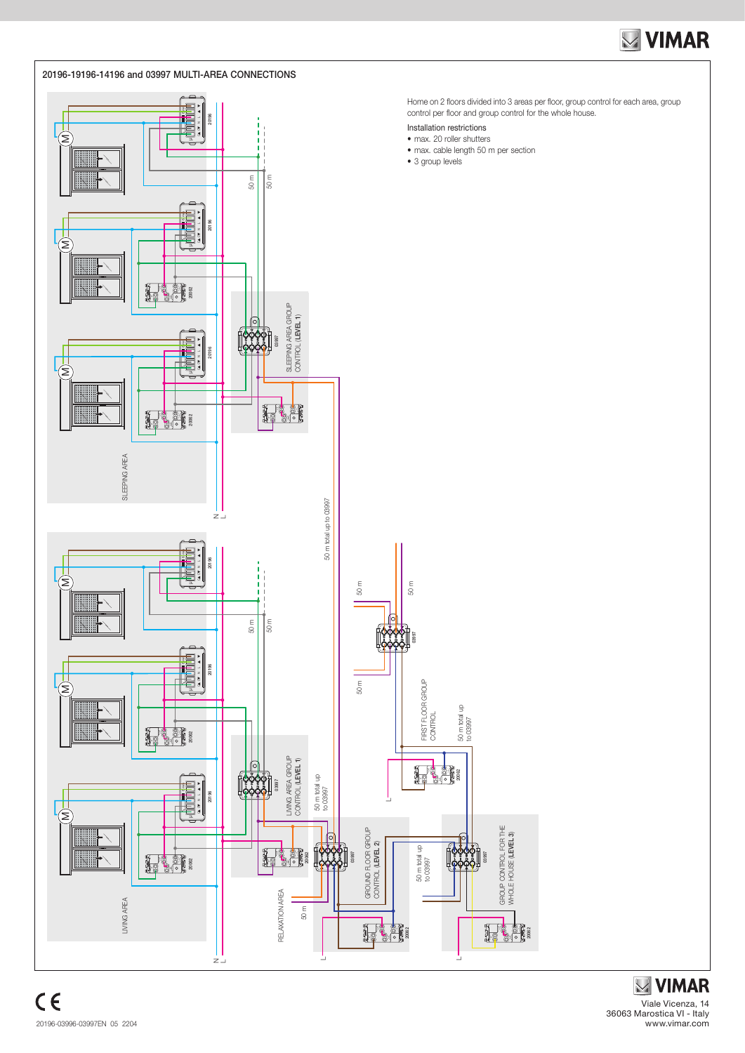## 20196-19196-14196 and 03997 MULTI-AREA CONNECTIONS

Home on 2 floors divided into 3 areas per floor, group control for each area, group control per floor and group control for the whole house.

Installation restrictions

- max. 20 roller shutters
- max. cable length 50 m per section
- 3 group levels

SLEEPING AREA

SLEEPING AREA GROUP CONTROL (LEVEL 1)

LIVING AREA

LIVING AREA GROUP CONTROL (LEVEL 1)

RELAXATION AREA

GROUND FLOOR GROUP CONTROL (LEVEL 2)

FIRST FLOOR GROUP CONTROL

GROUP CONTROL FOR THE WHOLE HOUSE (LEVEL 3)

50 m

50 m total up to 03997

20196

20062

03997

N L

20196-03996-03997EN 05 2204

Viale Vicenza, 14
36063 Marostica VI - Italy
www.vimar.com